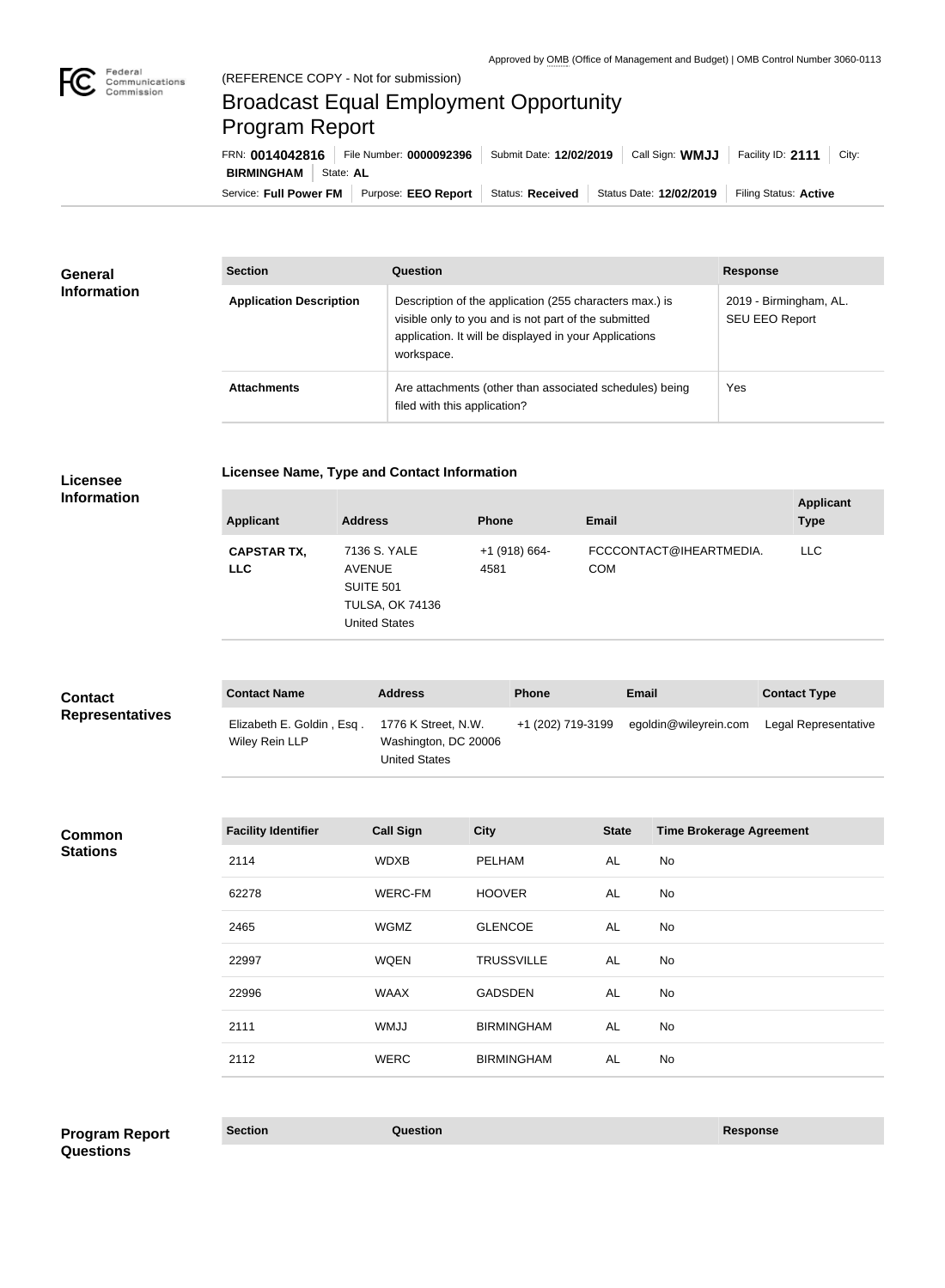Approved by OMB (Office of Management and Budget) | OMB Control Number 3060-0113

Federal Communications Commission

(REFERENCE COPY - Not for submission)

# Broadcast Equal Employment Opportunity Program Report

FRN: **0014042816** | File Number: **0000092396** | Submit Date: **12/02/2019** | Call Sign: **WMJJ** | Facility ID: **2111** | City: **BIRMINGHAM** | State: **AL**

Service: **Full Power FM** | Purpose: **EEO Report** | Status: **Received** | Status Date: **12/02/2019** | Filing Status: **Active**

## General Information

| Section | Question | Response |
| --- | --- | --- |
| **Application Description** | Description of the application (255 characters max.) is visible only to you and is not part of the submitted application. It will be displayed in your Applications workspace. | 2019 - Birmingham, AL. SEU EEO Report |
| **Attachments** | Are attachments (other than associated schedules) being filed with this application? | Yes |

## Licensee Information

### Licensee Name, Type and Contact Information

| Applicant | Address | Phone | Email | Applicant Type |
| --- | --- | --- | --- | --- |
| **CAPSTAR TX, LLC** | 7136 S. YALE AVENUE SUITE 501 TULSA, OK 74136 United States | +1 (918) 664-4581 | FCCCONTACT@IHEARTMEDIA.COM | LLC |

## Contact Representatives

| Contact Name | Address | Phone | Email | Contact Type |
| --- | --- | --- | --- | --- |
| Elizabeth E. Goldin , Esq . Wiley Rein LLP | 1776 K Street, N.W. Washington, DC 20006 United States | +1 (202) 719-3199 | egoldin@wileyrein.com | Legal Representative |

## Common Stations

| Facility Identifier | Call Sign | City | State | Time Brokerage Agreement |
| --- | --- | --- | --- | --- |
| 2114 | WDXB | PELHAM | AL | No |
| 62278 | WERC-FM | HOOVER | AL | No |
| 2465 | WGMZ | GLENCOE | AL | No |
| 22997 | WQEN | TRUSSVILLE | AL | No |
| 22996 | WAAX | GADSDEN | AL | No |
| 2111 | WMJJ | BIRMINGHAM | AL | No |
| 2112 | WERC | BIRMINGHAM | AL | No |

## Program Report Questions

| Section | Question | Response |
| --- | --- | --- |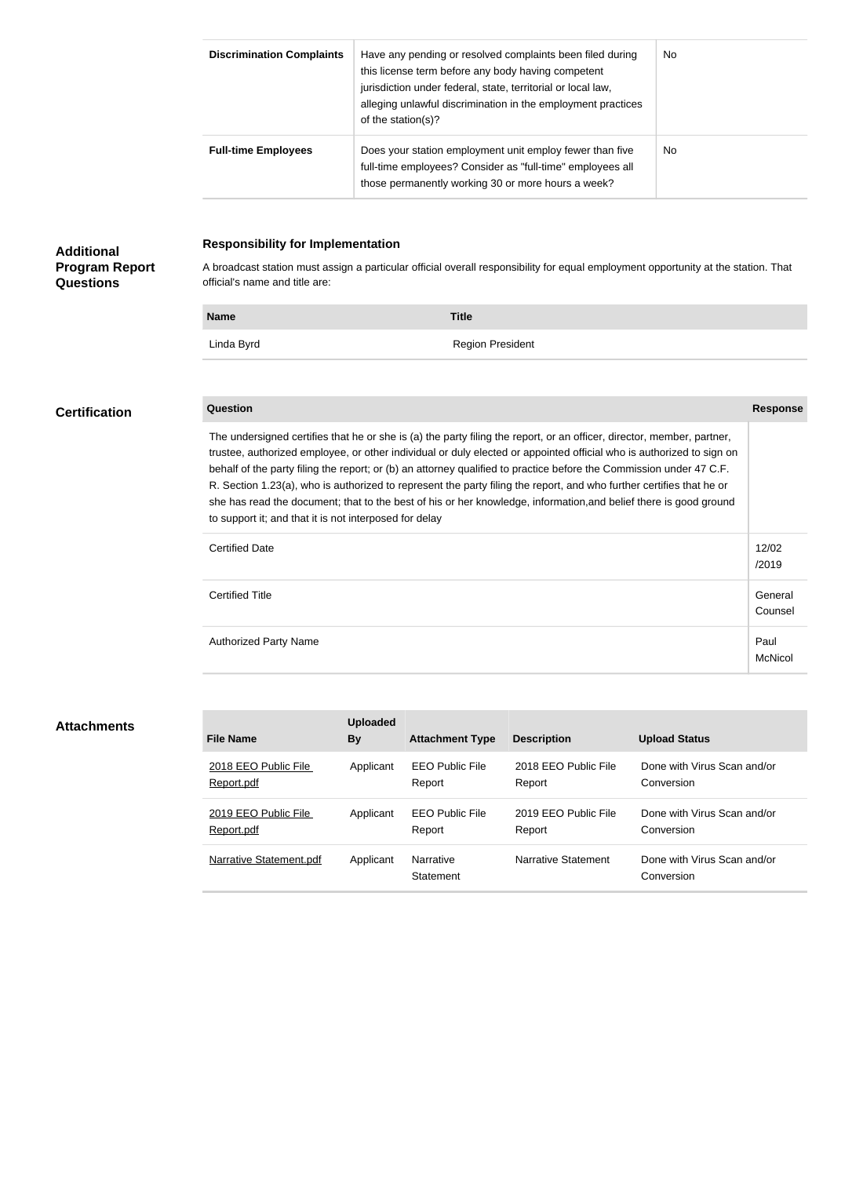| | | |
|---|---|---|
| **Discrimination Complaints** | Have any pending or resolved complaints been filed during this license term before any body having competent jurisdiction under federal, state, territorial or local law, alleging unlawful discrimination in the employment practices of the station(s)? | No |
| **Full-time Employees** | Does your station employment unit employ fewer than five full-time employees? Consider as "full-time" employees all those permanently working 30 or more hours a week? | No |

## Additional Program Report Questions

### Responsibility for Implementation

A broadcast station must assign a particular official overall responsibility for equal employment opportunity at the station. That official's name and title are:

| Name | Title |
|---|---|
| Linda Byrd | Region President |

## Certification

| Question | Response |
|---|---|
| The undersigned certifies that he or she is (a) the party filing the report, or an officer, director, member, partner, trustee, authorized employee, or other individual or duly elected or appointed official who is authorized to sign on behalf of the party filing the report; or (b) an attorney qualified to practice before the Commission under 47 C.F. R. Section 1.23(a), who is authorized to represent the party filing the report, and who further certifies that he or she has read the document; that to the best of his or her knowledge, information,and belief there is good ground to support it; and that it is not interposed for delay | |
| Certified Date | 12/02/2019 |
| Certified Title | General Counsel |
| Authorized Party Name | Paul McNicol |

## Attachments

| File Name | Uploaded By | Attachment Type | Description | Upload Status |
|---|---|---|---|---|
| 2018 EEO Public File Report.pdf | Applicant | EEO Public File Report | 2018 EEO Public File Report | Done with Virus Scan and/or Conversion |
| 2019 EEO Public File Report.pdf | Applicant | EEO Public File Report | 2019 EEO Public File Report | Done with Virus Scan and/or Conversion |
| Narrative Statement.pdf | Applicant | Narrative Statement | Narrative Statement | Done with Virus Scan and/or Conversion |